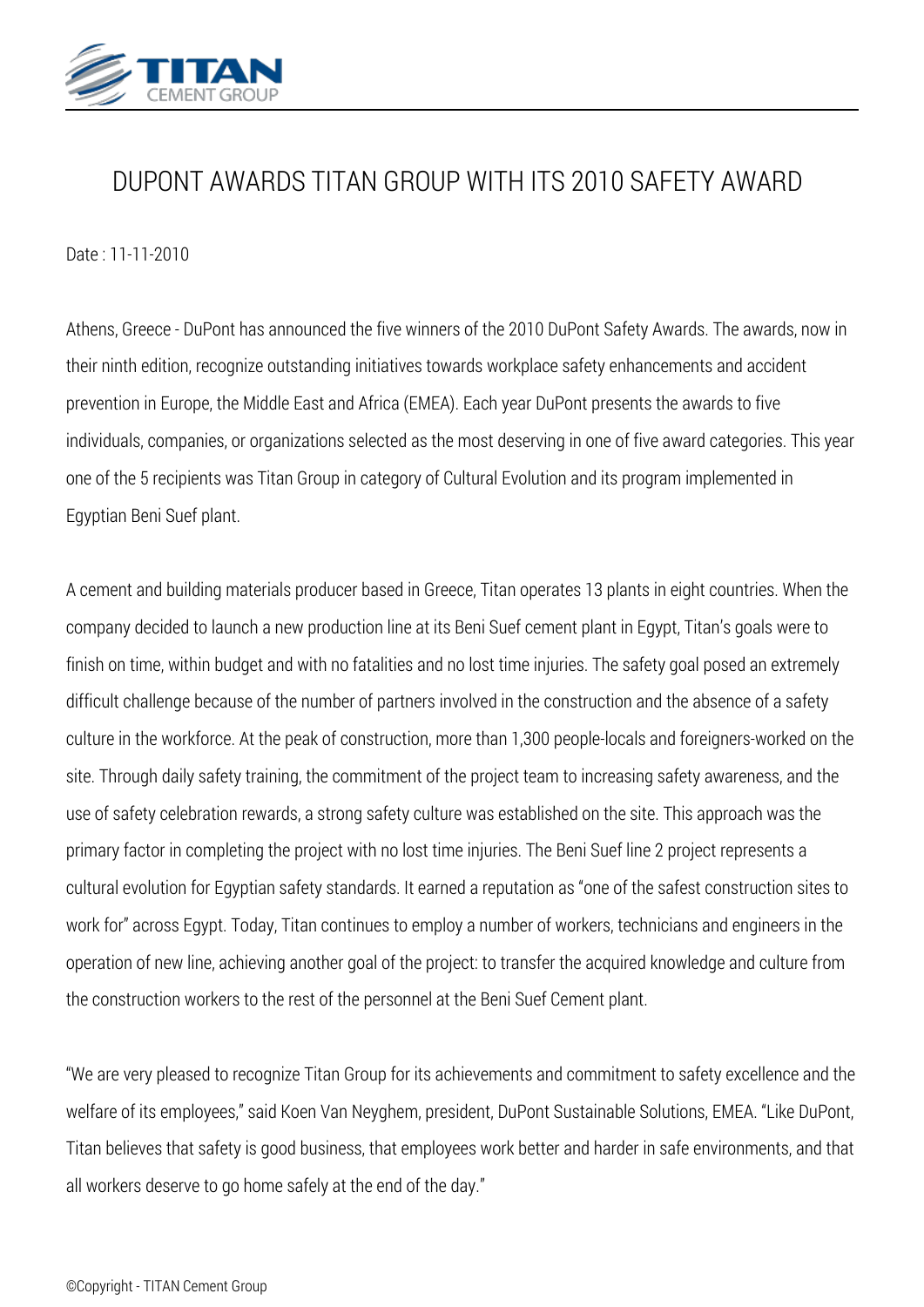# DUPONT AWARDS TITAN GROUP WITH ITS 2010 SAFETY AWARD

Date : 11-11-2010

Athens, Greece - DuPont has announced the five winners of the 2010 DuPont Safety Awards. The awards, now in their ninth edition, recognize outstanding initiatives towards workplace safety enhancements and accident prevention in Europe, the Middle East and Africa (EMEA). Each year DuPont presents the awards to five individuals, companies, or organizations selected as the most deserving in one of five award categories. This year one of the 5 recipients was Titan Group in category of Cultural Evolution and its program implemented in Egyptian Beni Suef plant.

A cement and building materials producer based in Greece, Titan operates 13 plants in eight countries. When the company decided to launch a new production line at its Beni Suef cement plant in Egypt, Titan's goals were to finish on time, within budget and with no fatalities and no lost time injuries. The safety goal posed an extremely difficult challenge because of the number of partners involved in the construction and the absence of a safety culture in the workforce. At the peak of construction, more than 1,300 people-locals and foreigners-worked on the site. Through daily safety training, the commitment of the project team to increasing safety awareness, and the use of safety celebration rewards, a strong safety culture was established on the site. This approach was the primary factor in completing the project with no lost time injuries. The Beni Suef line 2 project represents a cultural evolution for Egyptian safety standards. It earned a reputation as "one of the safest construction sites to work for" across Egypt. Today, Titan continues to employ a number of workers, technicians and engineers in the operation of new line, achieving another goal of the project: to transfer the acquired knowledge and culture from the construction workers to the rest of the personnel at the Beni Suef Cement plant.

"We are very pleased to recognize Titan Group for its achievements and commitment to safety excellence and the welfare of its employees," said Koen Van Neyghem, president, DuPont Sustainable Solutions, EMEA. "Like DuPont, Titan believes that safety is good business, that employees work better and harder in safe environments, and that all workers deserve to go home safely at the end of the day."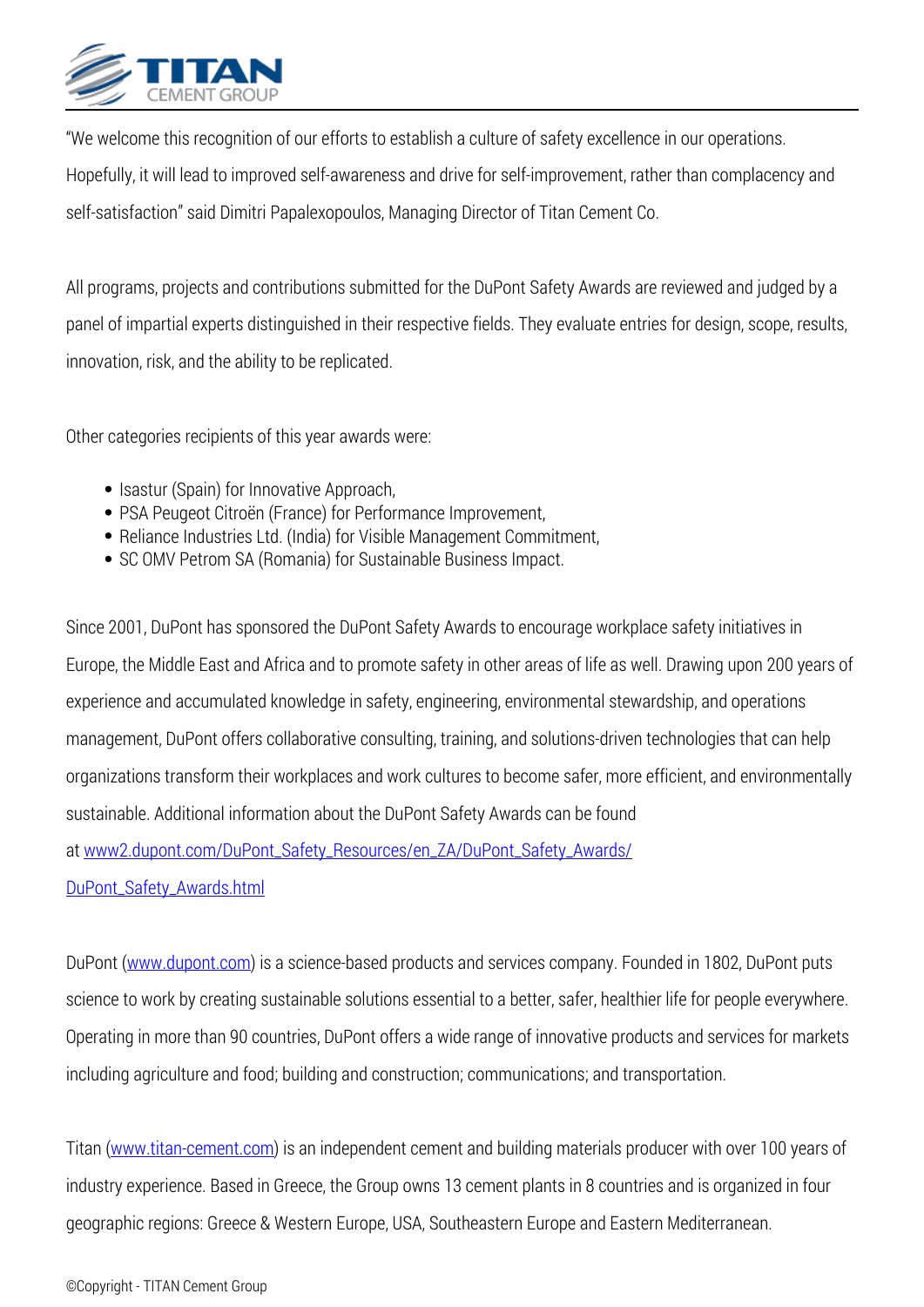"We welcome this recognition of our efforts to establish a culture of safety excellence in our operations. Hopefully, it will lead to improved self-awareness and drive for self-improvement, rather than complacency and self-satisfaction" said Dimitri Papalexopoulos, Managing Director of Titan Cement Co.

All programs, projects and contributions submitted for the DuPont Safety Awards are reviewed and judged by a panel of impartial experts distinguished in their respective fields. They evaluate entries for design, scope, results, innovation, risk, and the ability to be replicated.

Other categories recipients of this year awards were:

- Isastur (Spain) for Innovative Approach,
- PSA Peugeot Citroën (France) for Performance Improvement,
- Reliance Industries Ltd. (India) for Visible Management Commitment,
- SC OMV Petrom SA (Romania) for Sustainable Business Impact.

Since 2001, DuPont has sponsored the DuPont Safety Awards to encourage workplace safety initiatives in Europe, the Middle East and Africa and to promote safety in other areas of life as well. Drawing upon 200 years of experience and accumulated knowledge in safety, engineering, environmental stewardship, and operations management, DuPont offers collaborative consulting, training, and solutions-driven technologies that can help organizations transform their workplaces and work cultures to become safer, more efficient, and environmentally sustainable. Additional information about the DuPont Safety Awards can be found at www2.dupont.com/DuPont_Safety_Resources/en_ZA/DuPont_Safety_Awards/DuPont_Safety_Awards.html

DuPont (www.dupont.com) is a science-based products and services company. Founded in 1802, DuPont puts science to work by creating sustainable solutions essential to a better, safer, healthier life for people everywhere. Operating in more than 90 countries, DuPont offers a wide range of innovative products and services for markets including agriculture and food; building and construction; communications; and transportation.

Titan (www.titan-cement.com) is an independent cement and building materials producer with over 100 years of industry experience. Based in Greece, the Group owns 13 cement plants in 8 countries and is organized in four geographic regions: Greece & Western Europe, USA, Southeastern Europe and Eastern Mediterranean.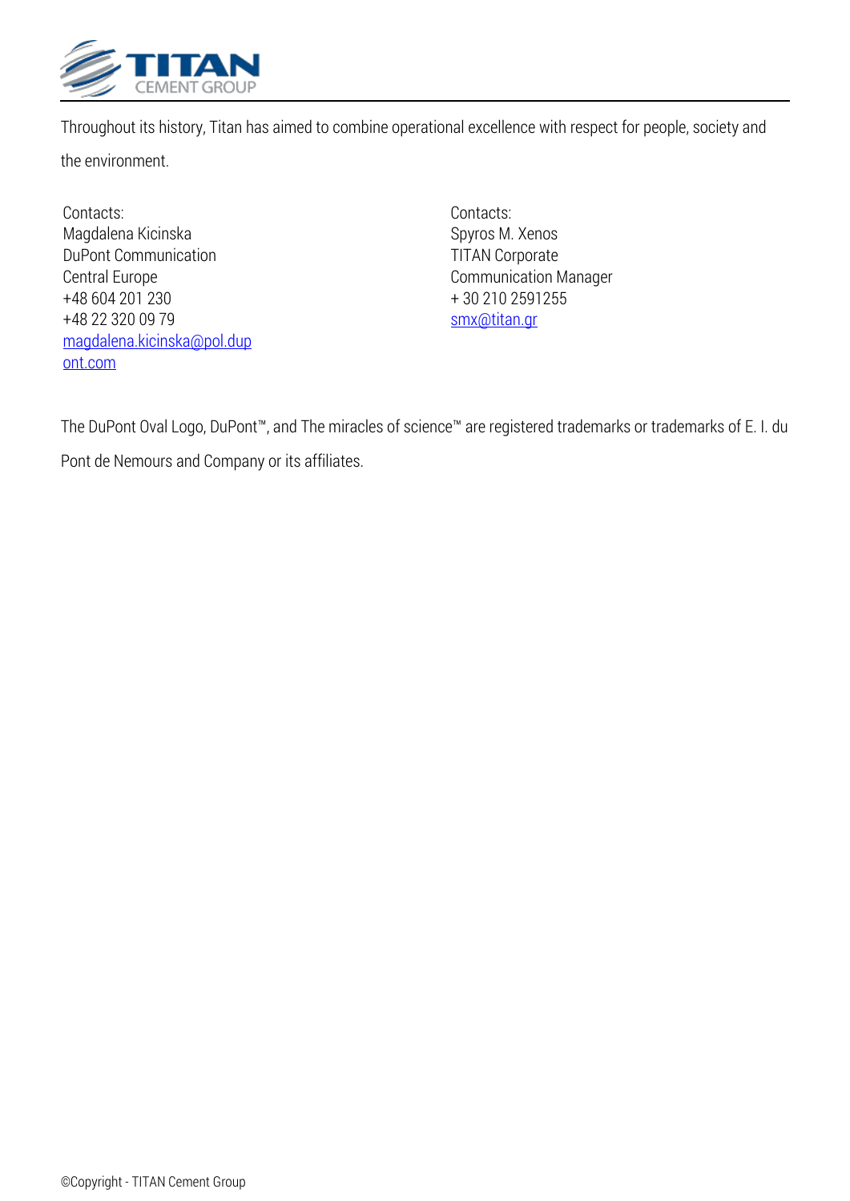Throughout its history, Titan has aimed to combine operational excellence with respect for people, society and the environment.

Contacts:
Magdalena Kicinska
DuPont Communication
Central Europe
+48 604 201 230
+48 22 320 09 79
magdalena.kicinska@pol.dupont.com

Contacts:
Spyros M. Xenos
TITAN Corporate
Communication Manager
+ 30 210 2591255
smx@titan.gr

The DuPont Oval Logo, DuPont™, and The miracles of science™ are registered trademarks or trademarks of E. I. du Pont de Nemours and Company or its affiliates.

©Copyright - TITAN Cement Group